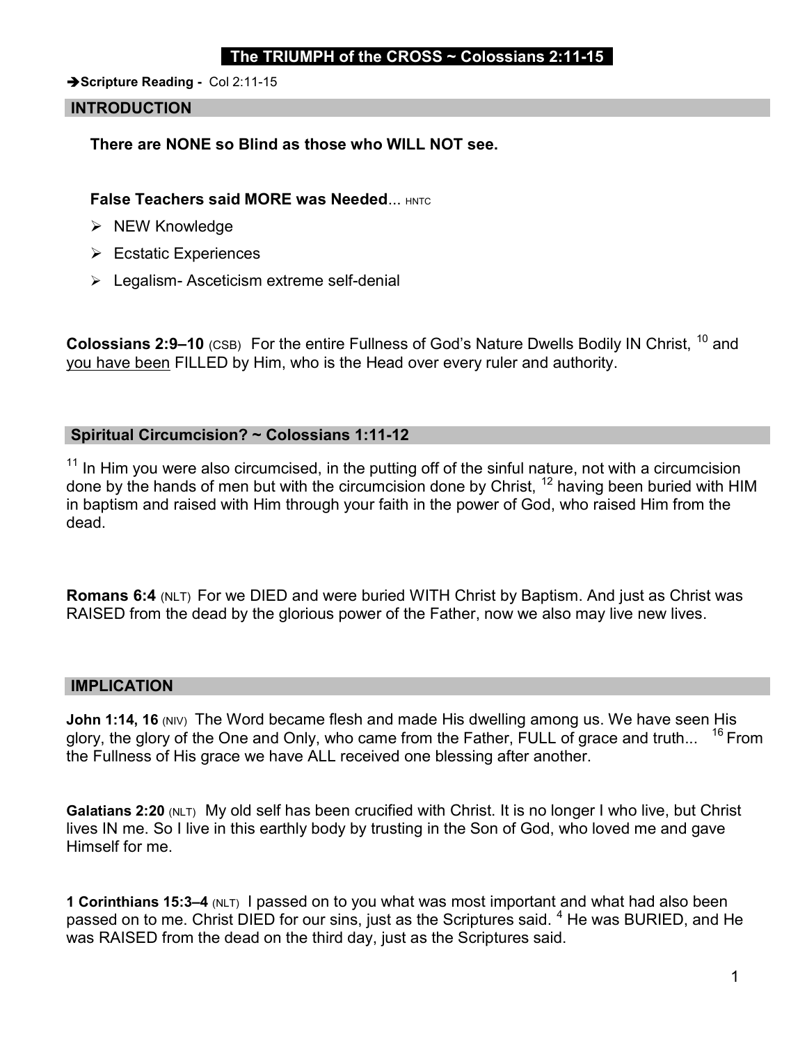# The TRIUMPH of the CROSS ~ Colossians 2:11-15

➔**Scripture Reading -** Col 2:11-15

## INTRODUCTION

**There are NONE so Blind as those who WILL NOT see.**

**False Teachers said MORE was Needed**... HNTC

- NEW Knowledge
- Ecstatic Experiences
- Legalism- Asceticism extreme self-denial

**Colossians 2:9–10** (CSB) For the entire Fullness of God's Nature Dwells Bodily IN Christ, [10] and <u>you have been</u> FILLED by Him, who is the Head over every ruler and authority.

## Spiritual Circumcision? ~ Colossians 1:11-12

[11] In Him you were also circumcised, in the putting off of the sinful nature, not with a circumcision done by the hands of men but with the circumcision done by Christ, [12] having been buried with HIM in baptism and raised with Him through your faith in the power of God, who raised Him from the dead.

**Romans 6:4** (NLT) For we DIED and were buried WITH Christ by Baptism. And just as Christ was RAISED from the dead by the glorious power of the Father, now we also may live new lives.

## IMPLICATION

**John 1:14, 16** (NIV) The Word became flesh and made His dwelling among us. We have seen His glory, the glory of the One and Only, who came from the Father, FULL of grace and truth... [16] From the Fullness of His grace we have ALL received one blessing after another.

**Galatians 2:20** (NLT) My old self has been crucified with Christ. It is no longer I who live, but Christ lives IN me. So I live in this earthly body by trusting in the Son of God, who loved me and gave Himself for me.

**1 Corinthians 15:3–4** (NLT) I passed on to you what was most important and what had also been passed on to me. Christ DIED for our sins, just as the Scriptures said. [4] He was BURIED, and He was RAISED from the dead on the third day, just as the Scriptures said.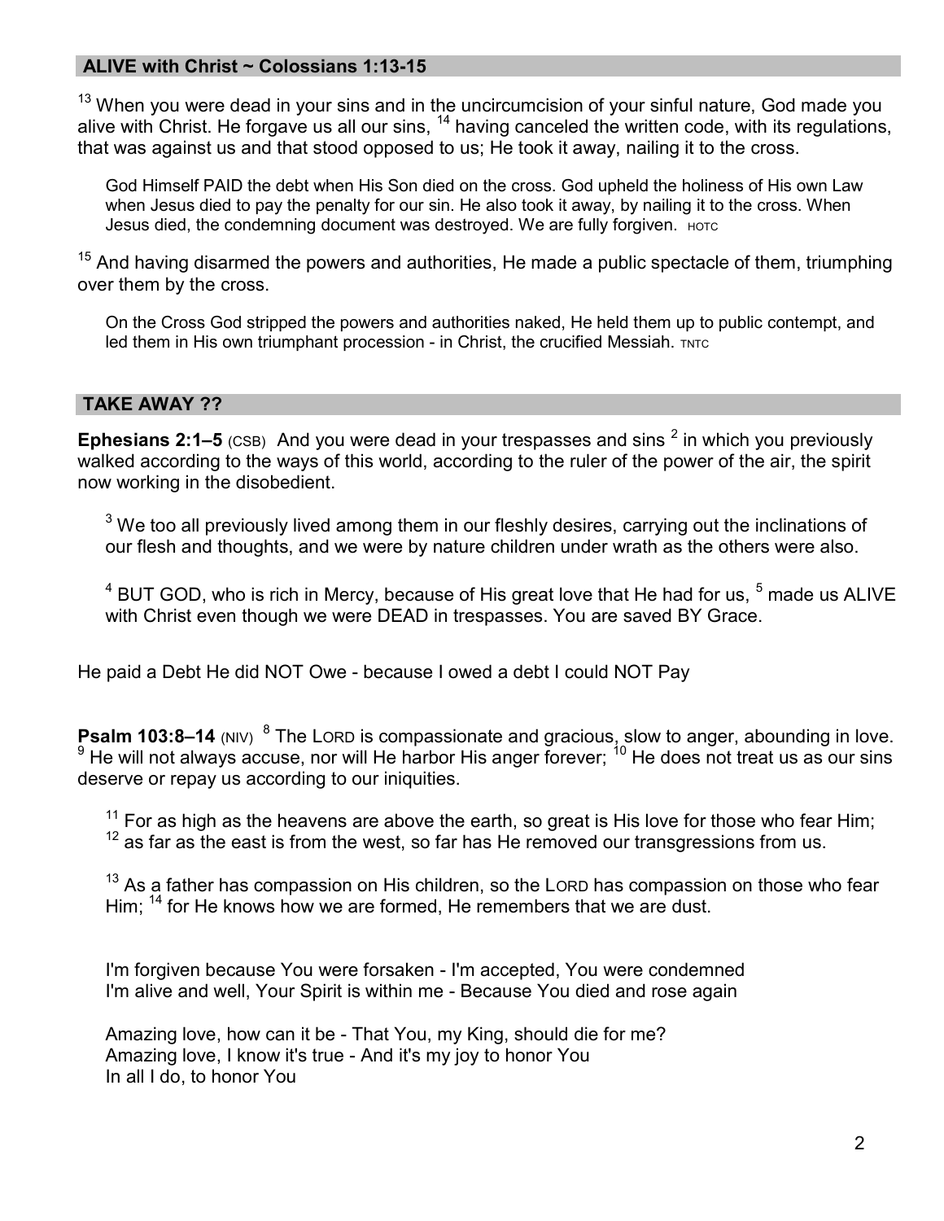## ALIVE with Christ ~ Colossians 1:13-15

[13] When you were dead in your sins and in the uncircumcision of your sinful nature, God made you alive with Christ. He forgave us all our sins, [14] having canceled the written code, with its regulations, that was against us and that stood opposed to us; He took it away, nailing it to the cross.

> God Himself PAID the debt when His Son died on the cross. God upheld the holiness of His own Law when Jesus died to pay the penalty for our sin. He also took it away, by nailing it to the cross. When Jesus died, the condemning document was destroyed. We are fully forgiven. HOTC

[15] And having disarmed the powers and authorities, He made a public spectacle of them, triumphing over them by the cross.

> On the Cross God stripped the powers and authorities naked, He held them up to public contempt, and led them in His own triumphant procession - in Christ, the crucified Messiah. TNTC

## TAKE AWAY ??

**Ephesians 2:1–5** (CSB) And you were dead in your trespasses and sins [2] in which you previously walked according to the ways of this world, according to the ruler of the power of the air, the spirit now working in the disobedient.

> [3] We too all previously lived among them in our fleshly desires, carrying out the inclinations of our flesh and thoughts, and we were by nature children under wrath as the others were also.
>
> [4] BUT GOD, who is rich in Mercy, because of His great love that He had for us, [5] made us ALIVE with Christ even though we were DEAD in trespasses. You are saved BY Grace.

He paid a Debt He did NOT Owe - because I owed a debt I could NOT Pay

**Psalm 103:8–14** (NIV) [8] The LORD is compassionate and gracious, slow to anger, abounding in love. [9] He will not always accuse, nor will He harbor His anger forever; [10] He does not treat us as our sins deserve or repay us according to our iniquities.

> [11] For as high as the heavens are above the earth, so great is His love for those who fear Him; [12] as far as the east is from the west, so far has He removed our transgressions from us.
>
> [13] As a father has compassion on His children, so the LORD has compassion on those who fear Him; [14] for He knows how we are formed, He remembers that we are dust.

> I'm forgiven because You were forsaken - I'm accepted, You were condemned
> I'm alive and well, Your Spirit is within me - Because You died and rose again
>
> Amazing love, how can it be - That You, my King, should die for me?
> Amazing love, I know it's true - And it's my joy to honor You
> In all I do, to honor You